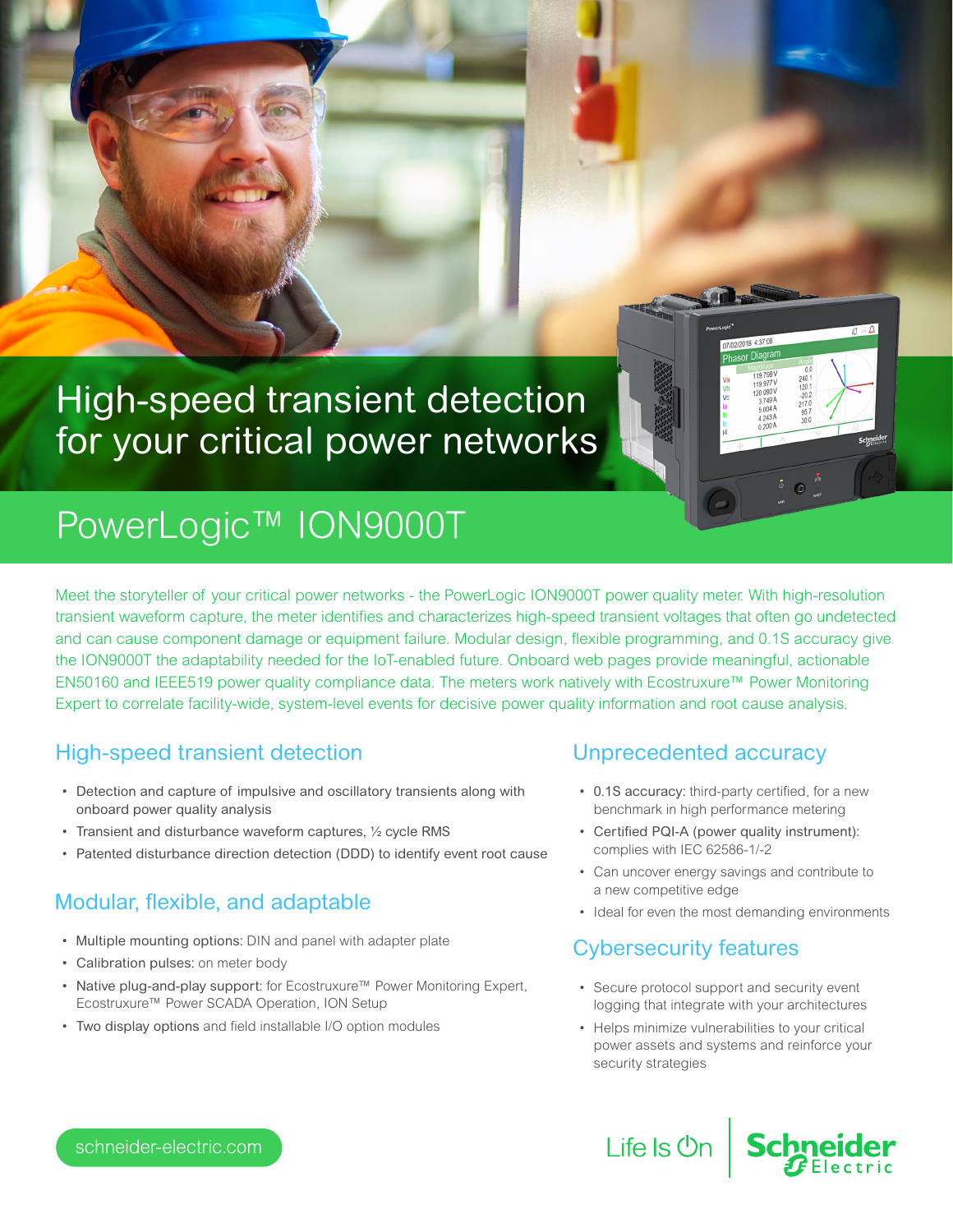# High-speed transient detection for your critical power networks

## PowerLogic™ ION9000T

Meet the storyteller of your critical power networks - the PowerLogic ION9000T power quality meter. With high-resolution transient waveform capture, the meter identifies and characterizes high-speed transient voltages that often go undetected and can cause component damage or equipment failure. Modular design, flexible programming, and 0.1S accuracy give the ION9000T the adaptability needed for the IoT-enabled future. Onboard web pages provide meaningful, actionable EN50160 and IEEE519 power quality compliance data. The meters work natively with Ecostruxure™ Power Monitoring Expert to correlate facility-wide, system-level events for decisive power quality information and root cause analysis.

### High-speed transient detection

- Detection and capture of impulsive and oscillatory transients along with onboard power quality analysis
- Transient and disturbance waveform captures, ½ cycle RMS
- Patented disturbance direction detection (DDD) to identify event root cause

### Modular, flexible, and adaptable

- **Multiple mounting options:** DIN and panel with adapter plate
- **Calibration pulses:** on meter body
- **Native plug-and-play support:** for Ecostruxure™ Power Monitoring Expert, Ecostruxure™ Power SCADA Operation, ION Setup
- **Two display options** and field installable I/O option modules

### Unprecedented accuracy

- **0.1S accuracy:** third-party certified, for a new benchmark in high performance metering
- **Certified PQI-A (power quality instrument):** complies with IEC 62586-1/-2
- Can uncover energy savings and contribute to a new competitive edge
- Ideal for even the most demanding environments

### Cybersecurity features

- Secure protocol support and security event logging that integrate with your architectures
- Helps minimize vulnerabilities to your critical power assets and systems and reinforce your security strategies

schneider-electric.com

Life Is On | Schneider Electric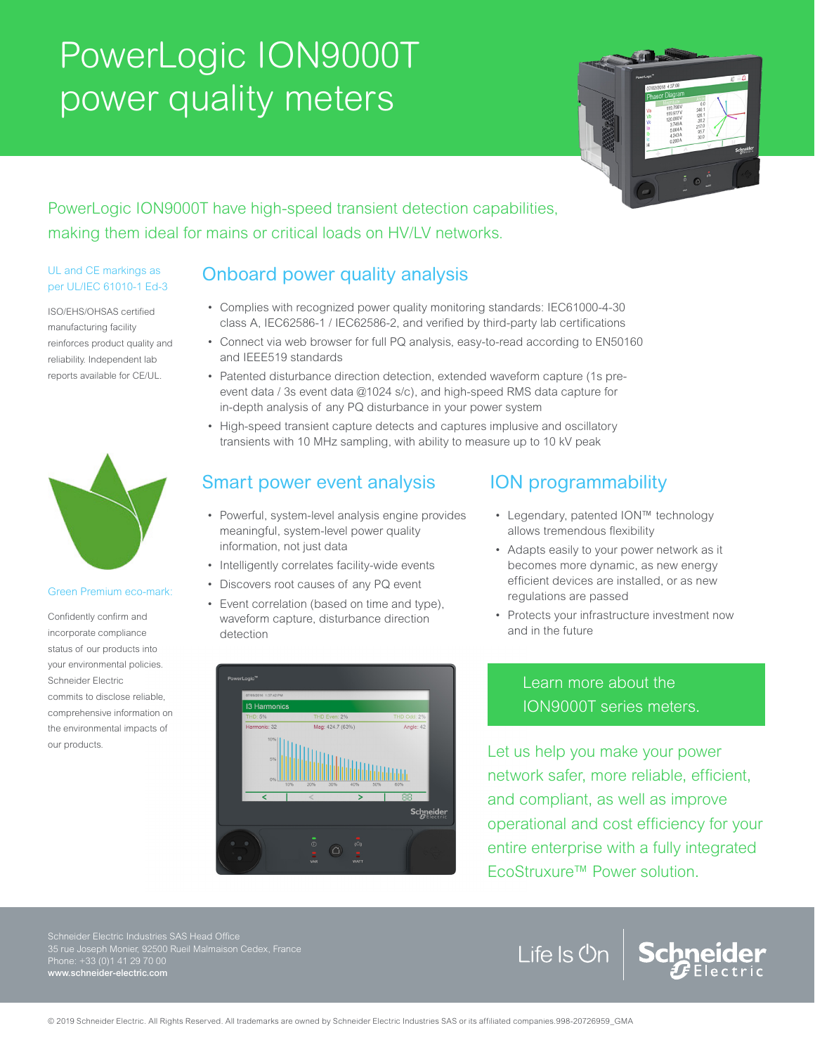# PowerLogic ION9000T power quality meters

PowerLogic ION9000T have high-speed transient detection capabilities, making them ideal for mains or critical loads on HV/LV networks.

UL and CE markings as per UL/IEC 61010-1 Ed-3

ISO/EHS/OHSAS certified manufacturing facility reinforces product quality and reliability. Independent lab reports available for CE/UL.

## Onboard power quality analysis

- Complies with recognized power quality monitoring standards: IEC61000-4-30 class A, IEC62586-1 / IEC62586-2, and verified by third-party lab certifications
- Connect via web browser for full PQ analysis, easy-to-read according to EN50160 and IEEE519 standards
- Patented disturbance direction detection, extended waveform capture (1s pre-event data / 3s event data @1024 s/c), and high-speed RMS data capture for in-depth analysis of any PQ disturbance in your power system
- High-speed transient capture detects and captures implusive and oscillatory transients with 10 MHz sampling, with ability to measure up to 10 kV peak

Green Premium eco-mark:

Confidently confirm and incorporate compliance status of our products into your environmental policies. Schneider Electric commits to disclose reliable, comprehensive information on the environmental impacts of our products.

## Smart power event analysis

- Powerful, system-level analysis engine provides meaningful, system-level power quality information, not just data
- Intelligently correlates facility-wide events
- Discovers root causes of any PQ event
- Event correlation (based on time and type), waveform capture, disturbance direction detection

## ION programmability

- Legendary, patented ION™ technology allows tremendous flexibility
- Adapts easily to your power network as it becomes more dynamic, as new energy efficient devices are installed, or as new regulations are passed
- Protects your infrastructure investment now and in the future

Learn more about the ION9000T series meters.

Let us help you make your power network safer, more reliable, efficient, and compliant, as well as improve operational and cost efficiency for your entire enterprise with a fully integrated EcoStruxure™ Power solution.

Schneider Electric Industries SAS Head Office
35 rue Joseph Monier, 92500 Rueil Malmaison Cedex, France
Phone: +33 (0)1 41 29 70 00
**www.schneider-electric.com**

Life Is On Schneider Electric

© 2019 Schneider Electric. All Rights Reserved. All trademarks are owned by Schneider Electric Industries SAS or its affiliated companies.998-20726959_GMA